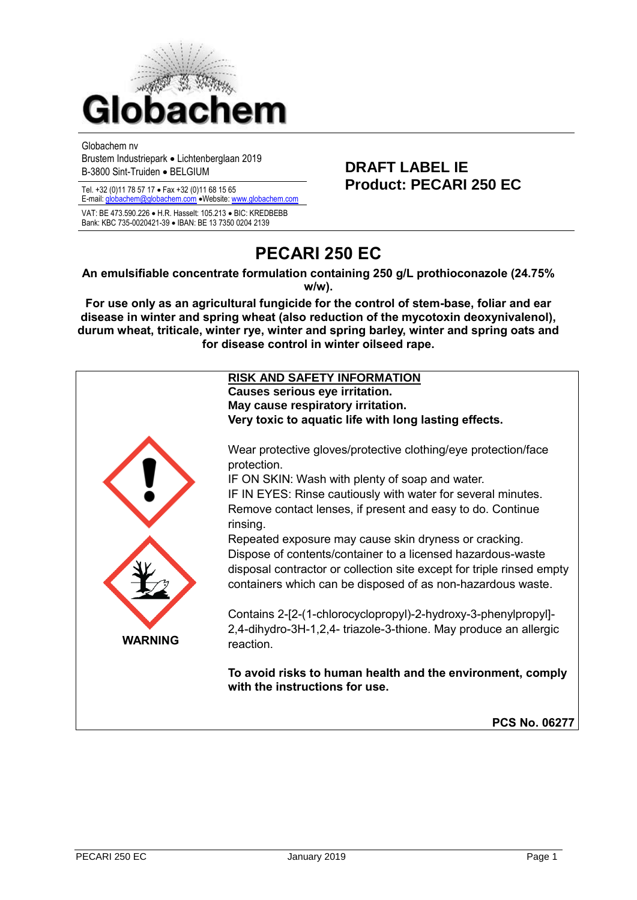Globachem

Globachem nv
Brustem Industriepark • Lichtenberglaan 2019
B-3800 Sint-Truiden • BELGIUM

Tel. +32 (0)11 78 57 17 • Fax +32 (0)11 68 15 65
E-mail: globachem@globachem.com •Website: www.globachem.com

VAT: BE 473.590.226 • H.R. Hasselt: 105.213 • BIC: KREDBEBB
Bank: KBC 735-0020421-39 • IBAN: BE 13 7350 0204 2139

**DRAFT LABEL IE**
**Product: PECARI 250 EC**

# PECARI 250 EC

**An emulsifiable concentrate formulation containing 250 g/L prothioconazole (24.75% w/w).**

**For use only as an agricultural fungicide for the control of stem-base, foliar and ear disease in winter and spring wheat (also reduction of the mycotoxin deoxynivalenol), durum wheat, triticale, winter rye, winter and spring barley, winter and spring oats and for disease control in winter oilseed rape.**

**RISK AND SAFETY INFORMATION**
**Causes serious eye irritation.**
**May cause respiratory irritation.**
**Very toxic to aquatic life with long lasting effects.**

Wear protective gloves/protective clothing/eye protection/face protection.
IF ON SKIN: Wash with plenty of soap and water.
IF IN EYES: Rinse cautiously with water for several minutes. Remove contact lenses, if present and easy to do. Continue rinsing.
Repeated exposure may cause skin dryness or cracking.
Dispose of contents/container to a licensed hazardous-waste disposal contractor or collection site except for triple rinsed empty containers which can be disposed of as non-hazardous waste.

Contains 2-[2-(1-chlorocyclopropyl)-2-hydroxy-3-phenylpropyl]-2,4-dihydro-3H-1,2,4- triazole-3-thione. May produce an allergic reaction.

**WARNING**

**To avoid risks to human health and the environment, comply with the instructions for use.**

**PCS No. 06277**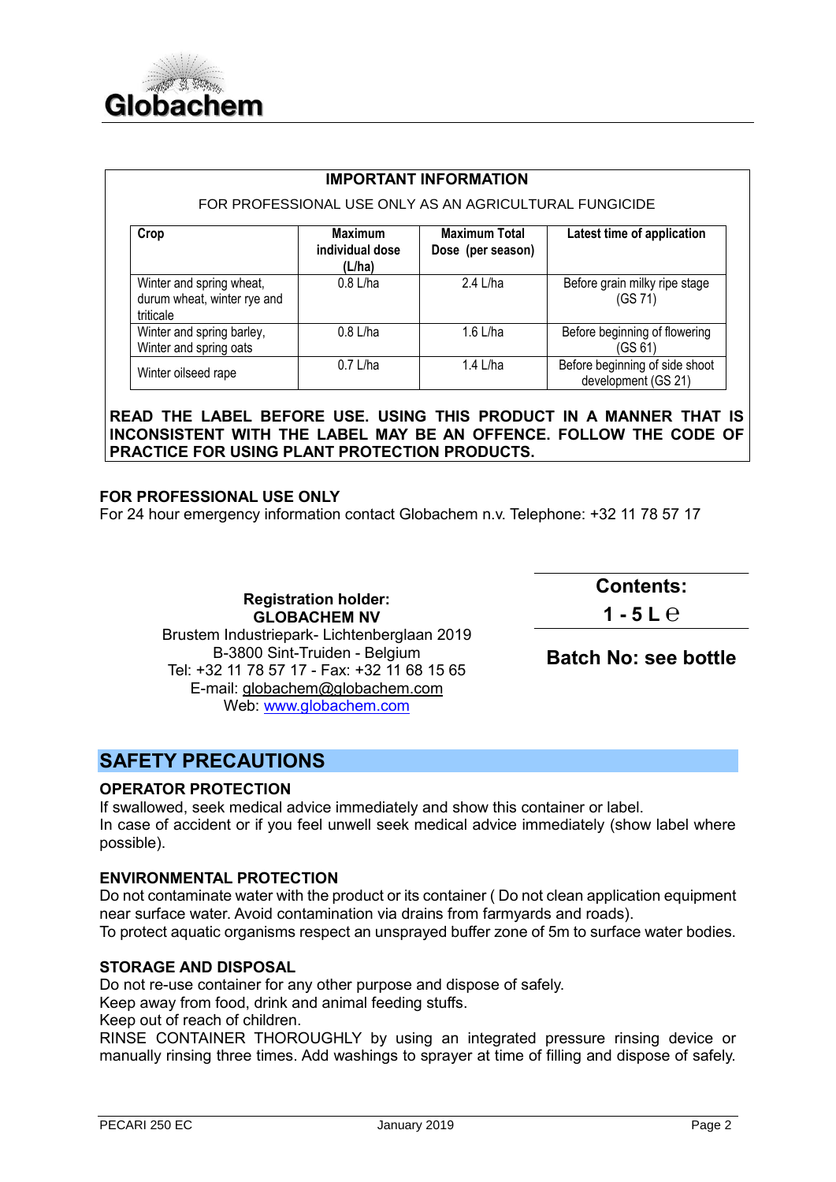**Globachem**

**IMPORTANT INFORMATION**

FOR PROFESSIONAL USE ONLY AS AN AGRICULTURAL FUNGICIDE

| Crop | Maximum individual dose (L/ha) | Maximum Total Dose (per season) | Latest time of application |
|---|---|---|---|
| Winter and spring wheat, durum wheat, winter rye and triticale | 0.8 L/ha | 2.4 L/ha | Before grain milky ripe stage (GS 71) |
| Winter and spring barley, Winter and spring oats | 0.8 L/ha | 1.6 L/ha | Before beginning of flowering (GS 61) |
| Winter oilseed rape | 0.7 L/ha | 1.4 L/ha | Before beginning of side shoot development (GS 21) |

**READ THE LABEL BEFORE USE. USING THIS PRODUCT IN A MANNER THAT IS INCONSISTENT WITH THE LABEL MAY BE AN OFFENCE. FOLLOW THE CODE OF PRACTICE FOR USING PLANT PROTECTION PRODUCTS.**

**FOR PROFESSIONAL USE ONLY**

For 24 hour emergency information contact Globachem n.v. Telephone: +32 11 78 57 17

**Registration holder:**
**GLOBACHEM NV**
Brustem Industriepark- Lichtenberglaan 2019
B-3800 Sint-Truiden - Belgium
Tel: +32 11 78 57 17 - Fax: +32 11 68 15 65
E-mail: globachem@globachem.com
Web: www.globachem.com

**Contents:**
**1 - 5 L ℮**

**Batch No: see bottle**

## SAFETY PRECAUTIONS

### OPERATOR PROTECTION

If swallowed, seek medical advice immediately and show this container or label.
In case of accident or if you feel unwell seek medical advice immediately (show label where possible).

### ENVIRONMENTAL PROTECTION

Do not contaminate water with the product or its container ( Do not clean application equipment near surface water. Avoid contamination via drains from farmyards and roads).
To protect aquatic organisms respect an unsprayed buffer zone of 5m to surface water bodies.

### STORAGE AND DISPOSAL

Do not re-use container for any other purpose and dispose of safely.
Keep away from food, drink and animal feeding stuffs.
Keep out of reach of children.
RINSE CONTAINER THOROUGHLY by using an integrated pressure rinsing device or manually rinsing three times. Add washings to sprayer at time of filling and dispose of safely.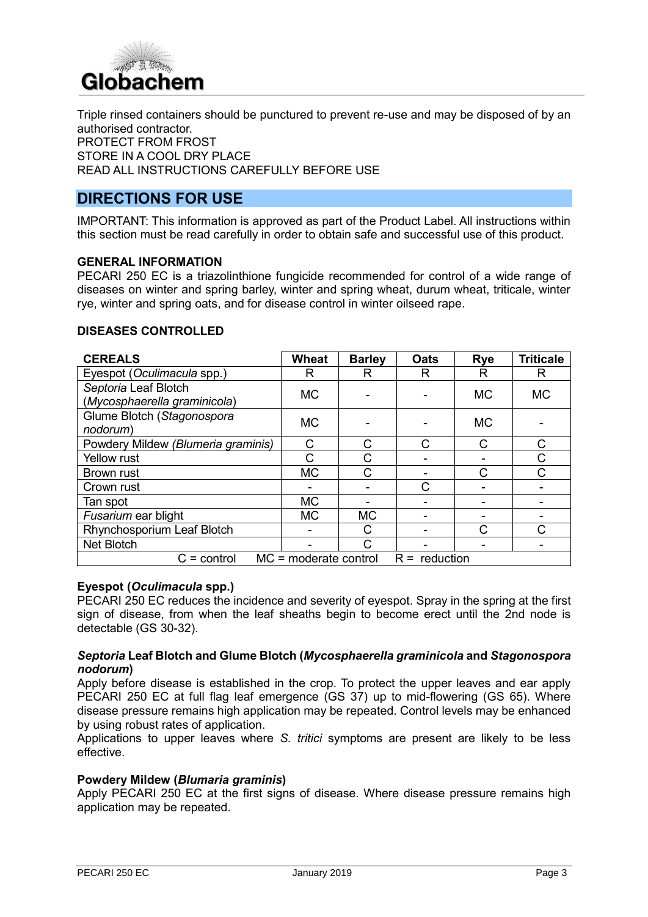Triple rinsed containers should be punctured to prevent re-use and may be disposed of by an authorised contractor.
PROTECT FROM FROST
STORE IN A COOL DRY PLACE
READ ALL INSTRUCTIONS CAREFULLY BEFORE USE

## DIRECTIONS FOR USE

IMPORTANT: This information is approved as part of the Product Label. All instructions within this section must be read carefully in order to obtain safe and successful use of this product.

**GENERAL INFORMATION**
PECARI 250 EC is a triazolinthione fungicide recommended for control of a wide range of diseases on winter and spring barley, winter and spring wheat, durum wheat, triticale, winter rye, winter and spring oats, and for disease control in winter oilseed rape.

**DISEASES CONTROLLED**

| CEREALS | Wheat | Barley | Oats | Rye | Triticale |
|---|---|---|---|---|---|
| Eyespot (*Oculimacula* spp.) | R | R | R | R | R |
| *Septoria* Leaf Blotch (*Mycosphaerella graminicola*) | MC | - | - | MC | MC |
| Glume Blotch (*Stagonospora nodorum*) | MC | - | - | MC | - |
| Powdery Mildew *(Blumeria graminis)* | C | C | C | C | C |
| Yellow rust | C | C | - | - | C |
| Brown rust | MC | C | - | C | C |
| Crown rust | - | - | C | - | - |
| Tan spot | MC | - | - | - | - |
| *Fusarium* ear blight | MC | MC | - | - | - |
| Rhynchosporium Leaf Blotch | - | C | - | C | C |
| Net Blotch | - | C | - | - | - |
| C = control    MC = moderate control    R = reduction | | | | | |

**Eyespot (*Oculimacula* spp.)**
PECARI 250 EC reduces the incidence and severity of eyespot. Spray in the spring at the first sign of disease, from when the leaf sheaths begin to become erect until the 2nd node is detectable (GS 30-32).

***Septoria* Leaf Blotch and Glume Blotch (*Mycosphaerella graminicola* and *Stagonospora nodorum*)**
Apply before disease is established in the crop. To protect the upper leaves and ear apply PECARI 250 EC at full flag leaf emergence (GS 37) up to mid-flowering (GS 65). Where disease pressure remains high application may be repeated. Control levels may be enhanced by using robust rates of application.
Applications to upper leaves where *S. tritici* symptoms are present are likely to be less effective.

**Powdery Mildew (*Blumaria graminis*)**
Apply PECARI 250 EC at the first signs of disease. Where disease pressure remains high application may be repeated.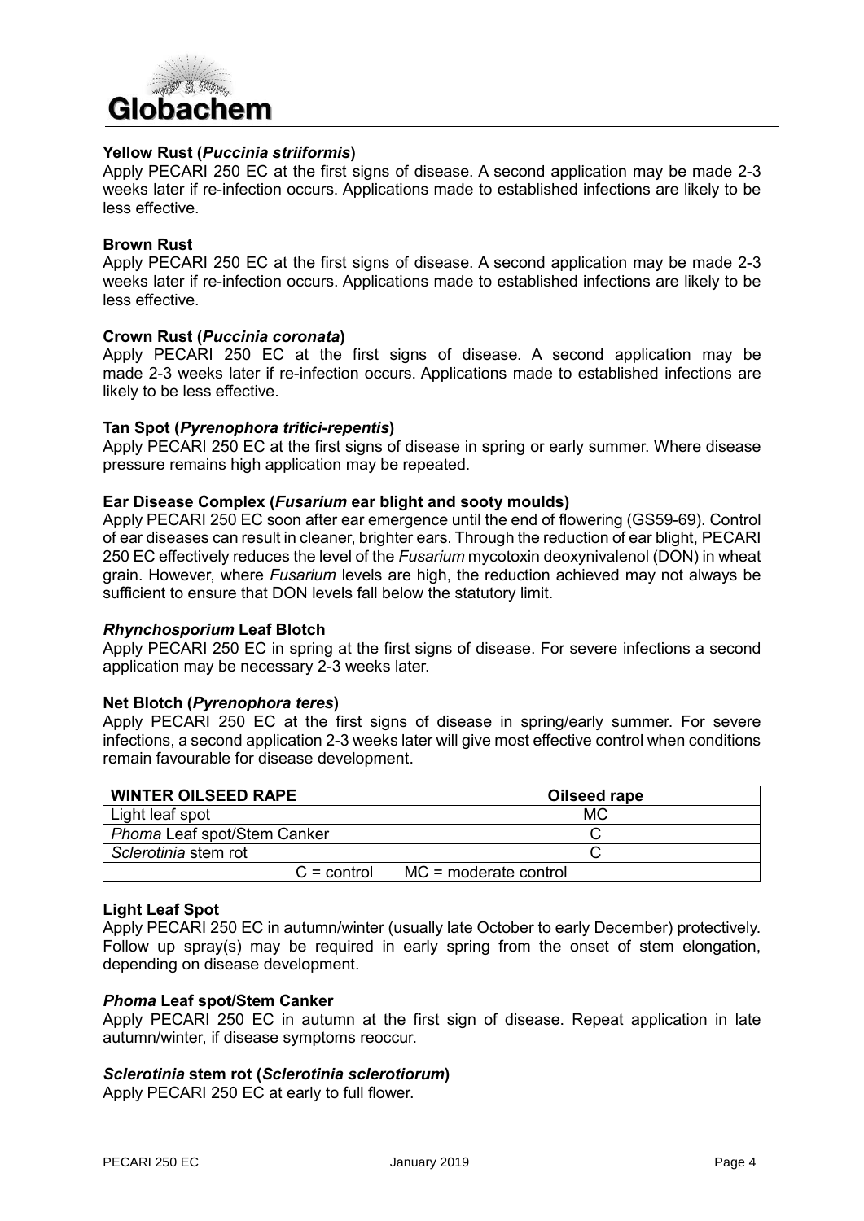**Yellow Rust (*Puccinia striiformis*)**
Apply PECARI 250 EC at the first signs of disease. A second application may be made 2-3 weeks later if re-infection occurs. Applications made to established infections are likely to be less effective.

**Brown Rust**
Apply PECARI 250 EC at the first signs of disease. A second application may be made 2-3 weeks later if re-infection occurs. Applications made to established infections are likely to be less effective.

**Crown Rust (*Puccinia coronata*)**
Apply PECARI 250 EC at the first signs of disease. A second application may be made 2-3 weeks later if re-infection occurs. Applications made to established infections are likely to be less effective.

**Tan Spot (*Pyrenophora tritici-repentis*)**
Apply PECARI 250 EC at the first signs of disease in spring or early summer. Where disease pressure remains high application may be repeated.

**Ear Disease Complex (*Fusarium* ear blight and sooty moulds)**
Apply PECARI 250 EC soon after ear emergence until the end of flowering (GS59-69). Control of ear diseases can result in cleaner, brighter ears. Through the reduction of ear blight, PECARI 250 EC effectively reduces the level of the *Fusarium* mycotoxin deoxynivalenol (DON) in wheat grain. However, where *Fusarium* levels are high, the reduction achieved may not always be sufficient to ensure that DON levels fall below the statutory limit.

***Rhynchosporium* Leaf Blotch**
Apply PECARI 250 EC in spring at the first signs of disease. For severe infections a second application may be necessary 2-3 weeks later.

**Net Blotch (*Pyrenophora teres*)**
Apply PECARI 250 EC at the first signs of disease in spring/early summer. For severe infections, a second application 2-3 weeks later will give most effective control when conditions remain favourable for disease development.

| WINTER OILSEED RAPE | Oilseed rape |
|---|---|
| Light leaf spot | MC |
| *Phoma* Leaf spot/Stem Canker | C |
| *Sclerotinia* stem rot | C |
| C = control MC = moderate control | |

**Light Leaf Spot**
Apply PECARI 250 EC in autumn/winter (usually late October to early December) protectively. Follow up spray(s) may be required in early spring from the onset of stem elongation, depending on disease development.

***Phoma* Leaf spot/Stem Canker**
Apply PECARI 250 EC in autumn at the first sign of disease. Repeat application in late autumn/winter, if disease symptoms reoccur.

***Sclerotinia* stem rot (*Sclerotinia sclerotiorum*)**
Apply PECARI 250 EC at early to full flower.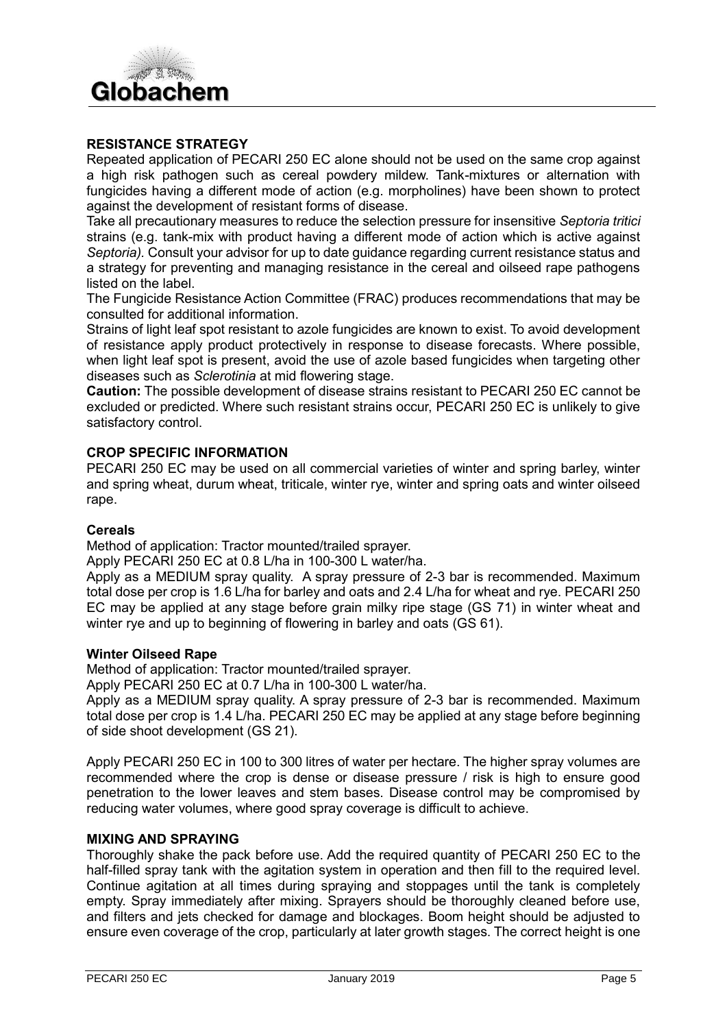## RESISTANCE STRATEGY

Repeated application of PECARI 250 EC alone should not be used on the same crop against a high risk pathogen such as cereal powdery mildew. Tank-mixtures or alternation with fungicides having a different mode of action (e.g. morpholines) have been shown to protect against the development of resistant forms of disease.

Take all precautionary measures to reduce the selection pressure for insensitive *Septoria tritici* strains (e.g. tank-mix with product having a different mode of action which is active against *Septoria)*. Consult your advisor for up to date guidance regarding current resistance status and a strategy for preventing and managing resistance in the cereal and oilseed rape pathogens listed on the label.

The Fungicide Resistance Action Committee (FRAC) produces recommendations that may be consulted for additional information.

Strains of light leaf spot resistant to azole fungicides are known to exist. To avoid development of resistance apply product protectively in response to disease forecasts. Where possible, when light leaf spot is present, avoid the use of azole based fungicides when targeting other diseases such as *Sclerotinia* at mid flowering stage.

**Caution:** The possible development of disease strains resistant to PECARI 250 EC cannot be excluded or predicted. Where such resistant strains occur, PECARI 250 EC is unlikely to give satisfactory control.

## CROP SPECIFIC INFORMATION

PECARI 250 EC may be used on all commercial varieties of winter and spring barley, winter and spring wheat, durum wheat, triticale, winter rye, winter and spring oats and winter oilseed rape.

### Cereals

Method of application: Tractor mounted/trailed sprayer.

Apply PECARI 250 EC at 0.8 L/ha in 100-300 L water/ha.

Apply as a MEDIUM spray quality. A spray pressure of 2-3 bar is recommended. Maximum total dose per crop is 1.6 L/ha for barley and oats and 2.4 L/ha for wheat and rye. PECARI 250 EC may be applied at any stage before grain milky ripe stage (GS 71) in winter wheat and winter rye and up to beginning of flowering in barley and oats (GS 61).

### Winter Oilseed Rape

Method of application: Tractor mounted/trailed sprayer.

Apply PECARI 250 EC at 0.7 L/ha in 100-300 L water/ha.

Apply as a MEDIUM spray quality. A spray pressure of 2-3 bar is recommended. Maximum total dose per crop is 1.4 L/ha. PECARI 250 EC may be applied at any stage before beginning of side shoot development (GS 21).

Apply PECARI 250 EC in 100 to 300 litres of water per hectare. The higher spray volumes are recommended where the crop is dense or disease pressure / risk is high to ensure good penetration to the lower leaves and stem bases. Disease control may be compromised by reducing water volumes, where good spray coverage is difficult to achieve.

## MIXING AND SPRAYING

Thoroughly shake the pack before use. Add the required quantity of PECARI 250 EC to the half-filled spray tank with the agitation system in operation and then fill to the required level. Continue agitation at all times during spraying and stoppages until the tank is completely empty. Spray immediately after mixing. Sprayers should be thoroughly cleaned before use, and filters and jets checked for damage and blockages. Boom height should be adjusted to ensure even coverage of the crop, particularly at later growth stages. The correct height is one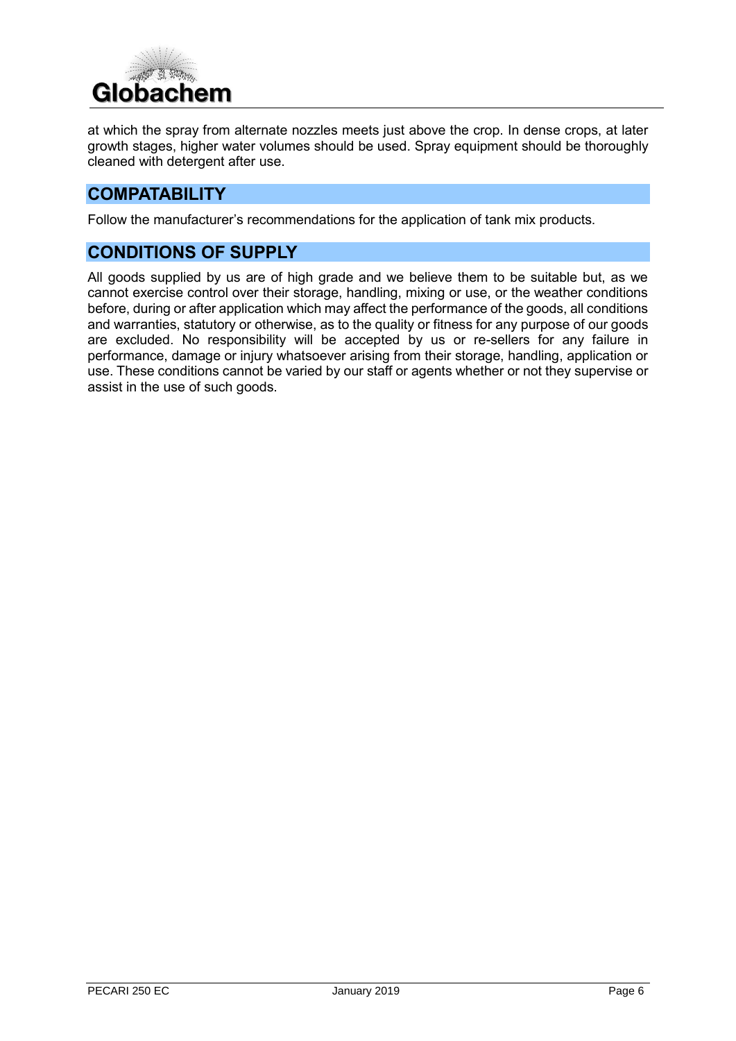at which the spray from alternate nozzles meets just above the crop. In dense crops, at later growth stages, higher water volumes should be used. Spray equipment should be thoroughly cleaned with detergent after use.

## COMPATABILITY

Follow the manufacturer's recommendations for the application of tank mix products.

## CONDITIONS OF SUPPLY

All goods supplied by us are of high grade and we believe them to be suitable but, as we cannot exercise control over their storage, handling, mixing or use, or the weather conditions before, during or after application which may affect the performance of the goods, all conditions and warranties, statutory or otherwise, as to the quality or fitness for any purpose of our goods are excluded. No responsibility will be accepted by us or re-sellers for any failure in performance, damage or injury whatsoever arising from their storage, handling, application or use. These conditions cannot be varied by our staff or agents whether or not they supervise or assist in the use of such goods.